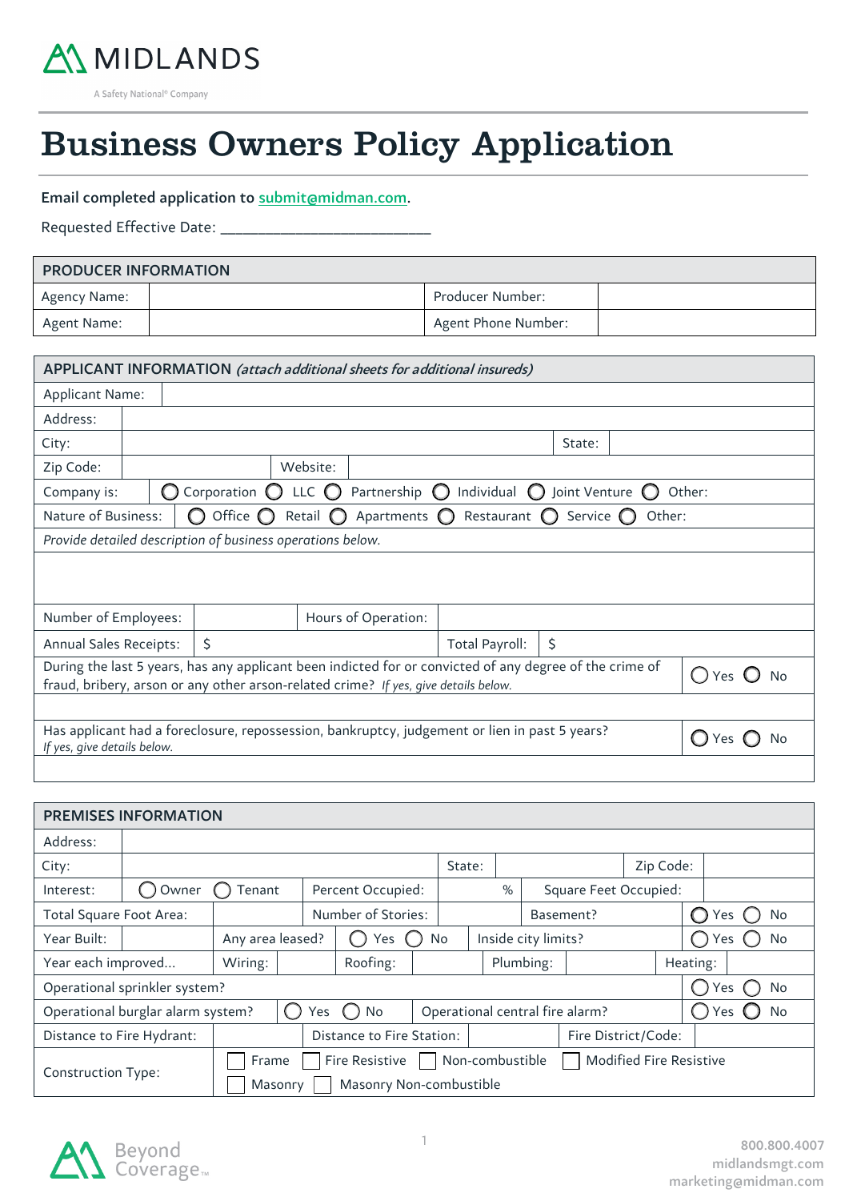MIDLANDS

A Safety National® Company

# Business Owners Policy Application

**Email completed application to submit@midman.com.**

Requested Effective Date: ___________________________

| PRODUCER INFORMATION | | | |
|---|---|---|---|
| Agency Name: | | Producer Number: | |
| Agent Name: | | Agent Phone Number: | |

| APPLICANT INFORMATION *(attach additional sheets for additional insureds)* | | | |
|---|---|---|---|
| Applicant Name: | | | |
| Address: | | | |
| City: | | State: | |
| Zip Code: | | Website: | |
| Company is: | ◯ Corporation ◯ LLC ◯ Partnership ◯ Individual ◯ Joint Venture ◯ Other: | | |
| Nature of Business: | ◯ Office ◯ Retail ◯ Apartments ◯ Restaurant ◯ Service ◯ Other: | | |
| *Provide detailed description of business operations below.* | | | |
| | | | |
| Number of Employees: | | Hours of Operation: | |
| Annual Sales Receipts: | $ | Total Payroll: | $ |
| During the last 5 years, has any applicant been indicted for or convicted of any degree of the crime of fraud, bribery, arson or any other arson-related crime? *If yes, give details below.* | | | ◯ Yes ◯ No |
| | | | |
| Has applicant had a foreclosure, repossession, bankruptcy, judgement or lien in past 5 years? *If yes, give details below.* | | | ◯ Yes ◯ No |
| | | | |

| PREMISES INFORMATION | | | | | | | |
|---|---|---|---|---|---|---|---|
| Address: | | | | | | | |
| City: | | State: | | Zip Code: | | | |
| Interest: | ◯ Owner ◯ Tenant | Percent Occupied: | % | Square Feet Occupied: | | | |
| Total Square Foot Area: | | Number of Stories: | | Basement? | ◯ Yes ◯ No | | |
| Year Built: | | Any area leased? | ◯ Yes ◯ No | Inside city limits? | ◯ Yes ◯ No | | |
| Year each improved... | Wiring: | | Roofing: | | Plumbing: | | Heating: |
| Operational sprinkler system? | | | | | ◯ Yes ◯ No | | |
| Operational burglar alarm system? | ◯ Yes ◯ No | Operational central fire alarm? | | | ◯ Yes ◯ No | | |
| Distance to Fire Hydrant: | | Distance to Fire Station: | | Fire District/Code: | | | |
| Construction Type: | ☐ Frame ☐ Fire Resistive ☐ Non-combustible ☐ Modified Fire Resistive ☐ Masonry ☐ Masonry Non-combustible | | | | | | |

Beyond Coverage™

800.800.4007
midlandsmgt.com
marketing@midman.com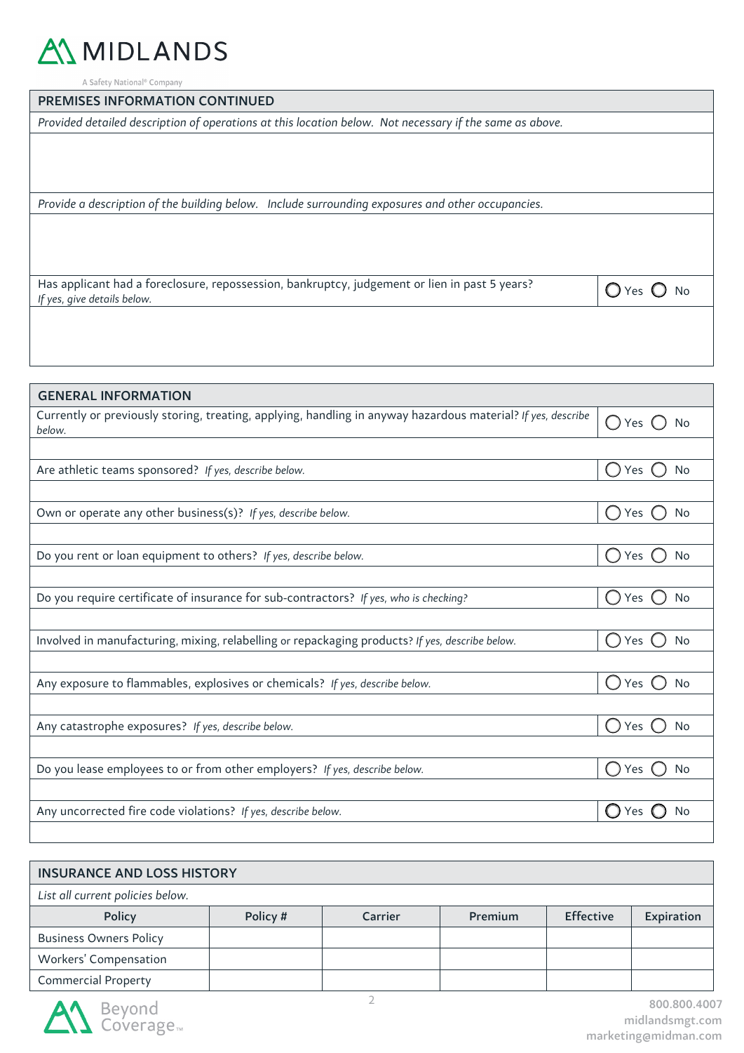## PREMISES INFORMATION CONTINUED

*Provided detailed description of operations at this location below. Not necessary if the same as above.*

*Provide a description of the building below. Include surrounding exposures and other occupancies.*

Has applicant had a foreclosure, repossession, bankruptcy, judgement or lien in past 5 years? *If yes, give details below.* ◯ Yes ◯ No

## GENERAL INFORMATION

| Question | Answer |
|---|---|
| Currently or previously storing, treating, applying, handling in anyway hazardous material? *If yes, describe below.* | ◯ Yes ◯ No |
| | |
| Are athletic teams sponsored? *If yes, describe below.* | ◯ Yes ◯ No |
| | |
| Own or operate any other business(s)? *If yes, describe below.* | ◯ Yes ◯ No |
| | |
| Do you rent or loan equipment to others? *If yes, describe below.* | ◯ Yes ◯ No |
| | |
| Do you require certificate of insurance for sub-contractors? *If yes, who is checking?* | ◯ Yes ◯ No |
| | |
| Involved in manufacturing, mixing, relabelling or repackaging products? *If yes, describe below.* | ◯ Yes ◯ No |
| | |
| Any exposure to flammables, explosives or chemicals? *If yes, describe below.* | ◯ Yes ◯ No |
| | |
| Any catastrophe exposures? *If yes, describe below.* | ◯ Yes ◯ No |
| | |
| Do you lease employees to or from other employers? *If yes, describe below.* | ◯ Yes ◯ No |
| | |
| Any uncorrected fire code violations? *If yes, describe below.* | ◯ Yes ◯ No |
| | |

## INSURANCE AND LOSS HISTORY

*List all current policies below.*

| Policy | Policy # | Carrier | Premium | Effective | Expiration |
|---|---|---|---|---|---|
| Business Owners Policy | | | | | |
| Workers' Compensation | | | | | |
| Commercial Property | | | | | |

800.800.4007
midlandsmgt.com
marketing@midman.com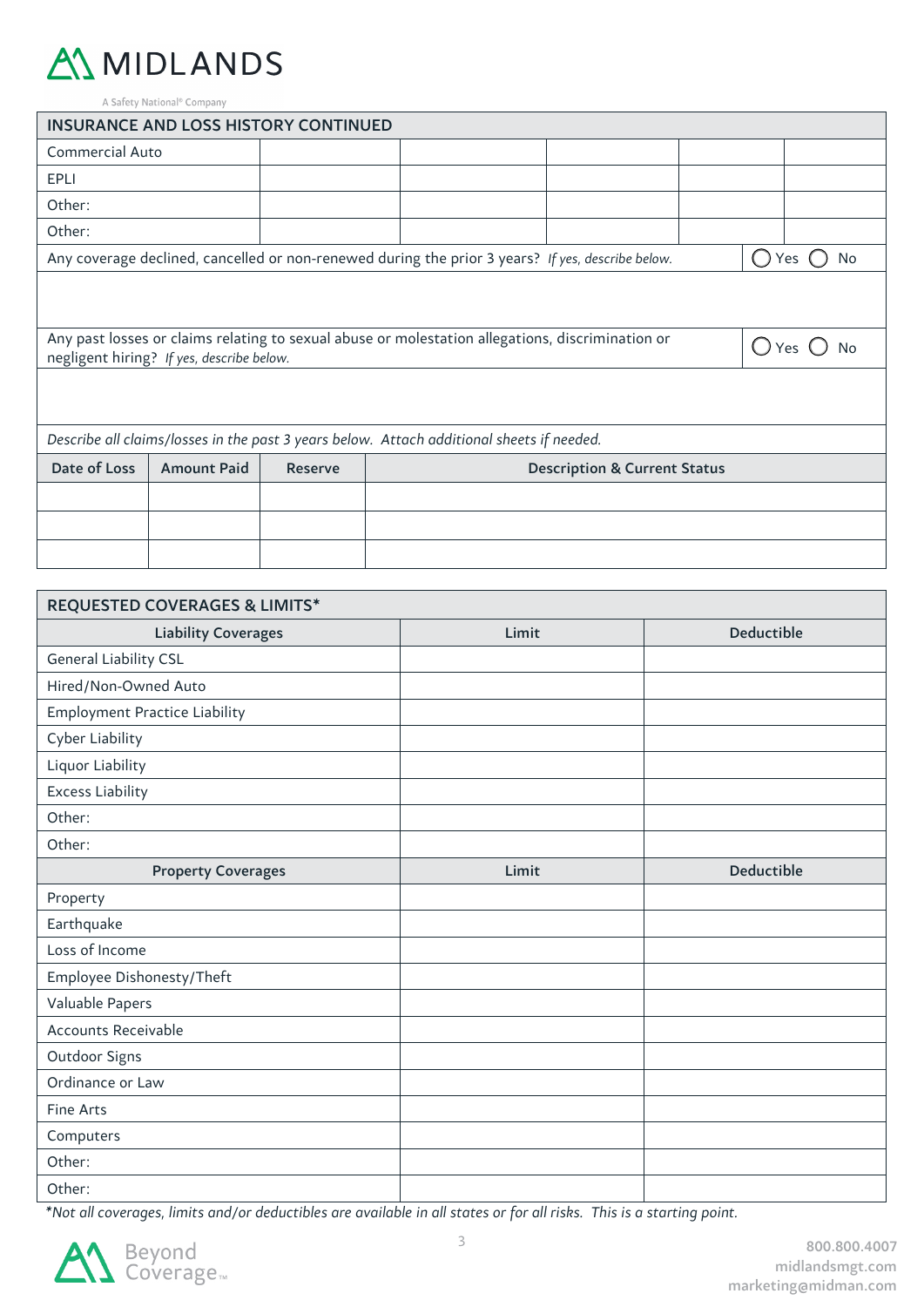## INSURANCE AND LOSS HISTORY CONTINUED

| | | | | | |
|---|---|---|---|---|---|
| Commercial Auto | | | | | |
| EPLI | | | | | |
| Other: | | | | | |
| Other: | | | | | |

Any coverage declined, cancelled or non-renewed during the prior 3 years? *If yes, describe below.* ◯ Yes ◯ No

Any past losses or claims relating to sexual abuse or molestation allegations, discrimination or negligent hiring? *If yes, describe below.* ◯ Yes ◯ No

*Describe all claims/losses in the past 3 years below. Attach additional sheets if needed.*

| Date of Loss | Amount Paid | Reserve | Description & Current Status |
|---|---|---|---|
| | | | |
| | | | |
| | | | |

## REQUESTED COVERAGES & LIMITS*

| Liability Coverages | Limit | Deductible |
|---|---|---|
| General Liability CSL | | |
| Hired/Non-Owned Auto | | |
| Employment Practice Liability | | |
| Cyber Liability | | |
| Liquor Liability | | |
| Excess Liability | | |
| Other: | | |
| Other: | | |
| **Property Coverages** | **Limit** | **Deductible** |
| Property | | |
| Earthquake | | |
| Loss of Income | | |
| Employee Dishonesty/Theft | | |
| Valuable Papers | | |
| Accounts Receivable | | |
| Outdoor Signs | | |
| Ordinance or Law | | |
| Fine Arts | | |
| Computers | | |
| Other: | | |
| Other: | | |

*\*Not all coverages, limits and/or deductibles are available in all states or for all risks. This is a starting point.*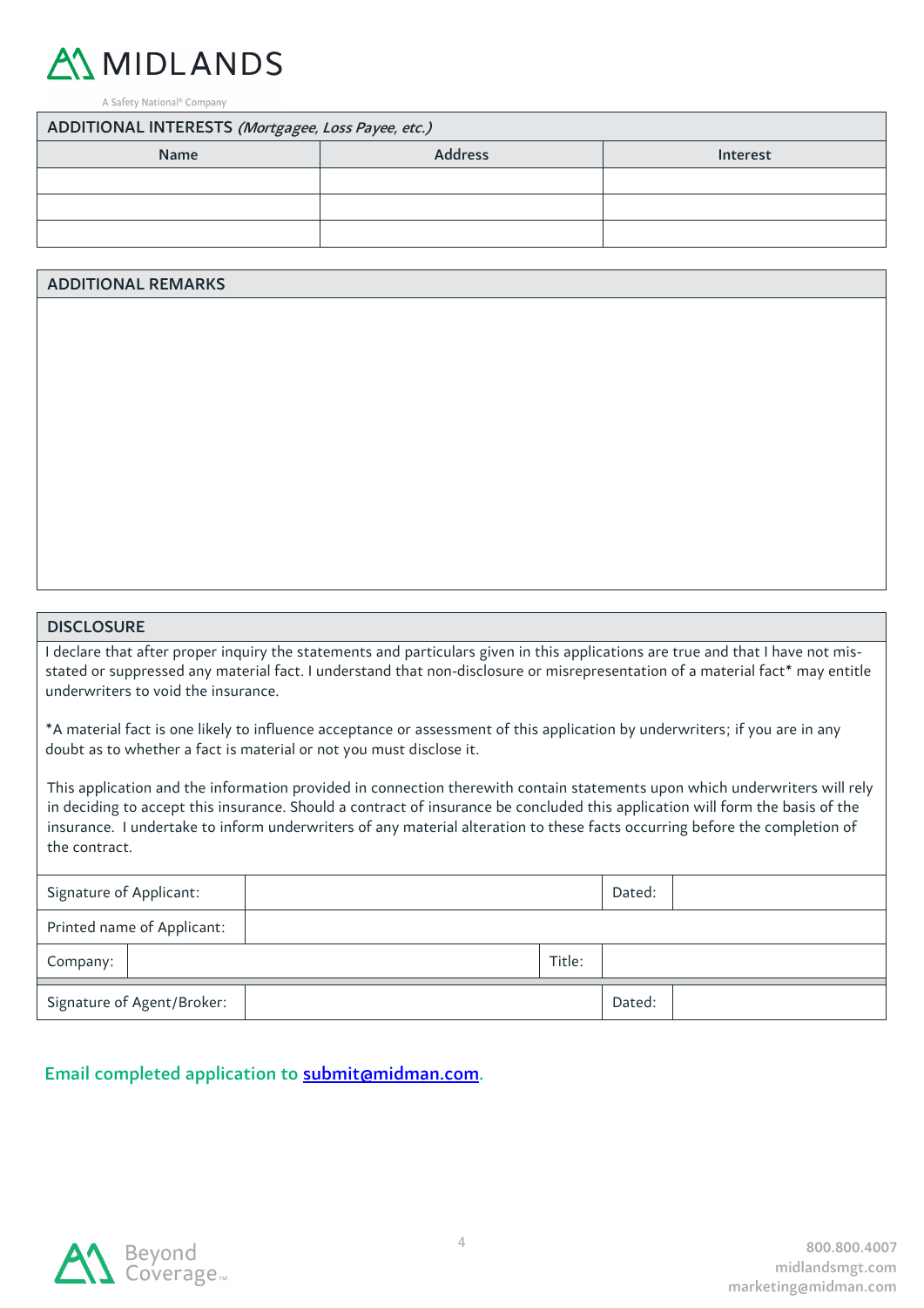MIDLANDS

A Safety National® Company

## ADDITIONAL INTERESTS *(Mortgagee, Loss Payee, etc.)*

| Name | Address | Interest |
|---|---|---|
| | | |
| | | |
| | | |

## ADDITIONAL REMARKS

## DISCLOSURE

I declare that after proper inquiry the statements and particulars given in this applications are true and that I have not mis-stated or suppressed any material fact. I understand that non-disclosure or misrepresentation of a material fact* may entitle underwriters to void the insurance.

*A material fact is one likely to influence acceptance or assessment of this application by underwriters; if you are in any doubt as to whether a fact is material or not you must disclose it.

This application and the information provided in connection therewith contain statements upon which underwriters will rely in deciding to accept this insurance. Should a contract of insurance be concluded this application will form the basis of the insurance. I undertake to inform underwriters of any material alteration to these facts occurring before the completion of the contract.

| | | | |
|---|---|---|---|
| Signature of Applicant: | | Dated: | |
| Printed name of Applicant: | | | |
| Company: | | Title: | |
| Signature of Agent/Broker: | | Dated: | |

**Email completed application to [submit@midman.com](mailto:submit@midman.com).**

Beyond Coverage™

800.800.4007
midlandsmgt.com
marketing@midman.com